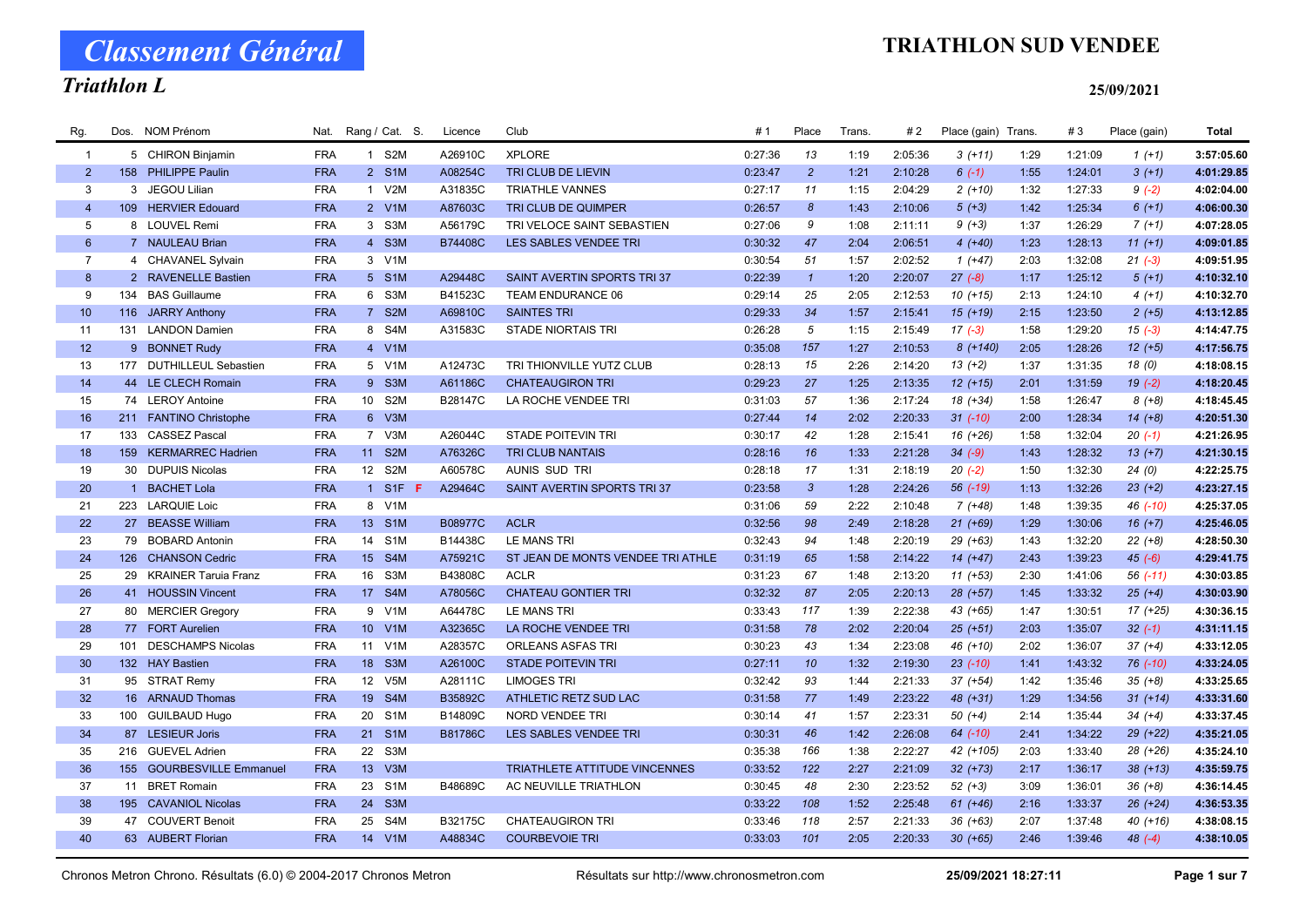# Classement Général

## Triathlon L

# TRIATHLON SUD VENDEE

25/09/2021

| Rg. | Dos. | NOM Prénom | Nat. | Rang / Cat. | S. | Licence | Club | # 1 | Place | Trans. | # 2 | Place (gain) | Trans. | # 3 | Place (gain) | Total |
|---|---|---|---|---|---|---|---|---|---|---|---|---|---|---|---|---|
| 1 | 5 | CHIRON Binjamin | FRA | 1 S2M | | A26910C | XPLORE | 0:27:36 | 13 | 1:19 | 2:05:36 | 3 (+11) | 1:29 | 1:21:09 | 1 (+1) | 3:57:05.60 |
| 2 | 158 | PHILIPPE Paulin | FRA | 2 S1M | | A08254C | TRI CLUB DE LIEVIN | 0:23:47 | 2 | 1:21 | 2:10:28 | 6 (-1) | 1:55 | 1:24:01 | 3 (+1) | 4:01:29.85 |
| 3 | 3 | JEGOU Lilian | FRA | 1 V2M | | A31835C | TRIATHLE VANNES | 0:27:17 | 11 | 1:15 | 2:04:29 | 2 (+10) | 1:32 | 1:27:33 | 9 (-2) | 4:02:04.00 |
| 4 | 109 | HERVIER Edouard | FRA | 2 V1M | | A87603C | TRI CLUB DE QUIMPER | 0:26:57 | 8 | 1:43 | 2:10:06 | 5 (+3) | 1:42 | 1:25:34 | 6 (+1) | 4:06:00.30 |
| 5 | 8 | LOUVEL Remi | FRA | 3 S3M | | A56179C | TRI VELOCE SAINT SEBASTIEN | 0:27:06 | 9 | 1:08 | 2:11:11 | 9 (+3) | 1:37 | 1:26:29 | 7 (+1) | 4:07:28.05 |
| 6 | 7 | NAULEAU Brian | FRA | 4 S3M | | B74408C | LES SABLES VENDEE TRI | 0:30:32 | 47 | 2:04 | 2:06:51 | 4 (+40) | 1:23 | 1:28:13 | 11 (+1) | 4:09:01.85 |
| 7 | 4 | CHAVANEL Sylvain | FRA | 3 V1M | | | | 0:30:54 | 51 | 1:57 | 2:02:52 | 1 (+47) | 2:03 | 1:32:08 | 21 (-3) | 4:09:51.95 |
| 8 | 2 | RAVENELLE Bastien | FRA | 5 S1M | | A29448C | SAINT AVERTIN SPORTS TRI 37 | 0:22:39 | 1 | 1:20 | 2:20:07 | 27 (-8) | 1:17 | 1:25:12 | 5 (+1) | 4:10:32.10 |
| 9 | 134 | BAS Guillaume | FRA | 6 S3M | | B41523C | TEAM ENDURANCE 06 | 0:29:14 | 25 | 2:05 | 2:12:53 | 10 (+15) | 2:13 | 1:24:10 | 4 (+1) | 4:10:32.70 |
| 10 | 116 | JARRY Anthony | FRA | 7 S2M | | A69810C | SAINTES TRI | 0:29:33 | 34 | 1:57 | 2:15:41 | 15 (+19) | 2:15 | 1:23:50 | 2 (+5) | 4:13:12.85 |
| 11 | 131 | LANDON Damien | FRA | 8 S4M | | A31583C | STADE NIORTAIS TRI | 0:26:28 | 5 | 1:15 | 2:15:49 | 17 (-3) | 1:58 | 1:29:20 | 15 (-3) | 4:14:47.75 |
| 12 | 9 | BONNET Rudy | FRA | 4 V1M | | | | 0:35:08 | 157 | 1:27 | 2:10:53 | 8 (+140) | 2:05 | 1:28:26 | 12 (+5) | 4:17:56.75 |
| 13 | 177 | DUTHILLEUL Sebastien | FRA | 5 V1M | | A12473C | TRI THIONVILLE YUTZ CLUB | 0:28:13 | 15 | 2:26 | 2:14:20 | 13 (+2) | 1:37 | 1:31:35 | 18 (0) | 4:18:08.15 |
| 14 | 44 | LE CLECH Romain | FRA | 9 S3M | | A61186C | CHATEAUGIRON TRI | 0:29:23 | 27 | 1:25 | 2:13:35 | 12 (+15) | 2:01 | 1:31:59 | 19 (-2) | 4:18:20.45 |
| 15 | 74 | LEROY Antoine | FRA | 10 S2M | | B28147C | LA ROCHE VENDEE TRI | 0:31:03 | 57 | 1:36 | 2:17:24 | 18 (+34) | 1:58 | 1:26:47 | 8 (+8) | 4:18:45.45 |
| 16 | 211 | FANTINO Christophe | FRA | 6 V3M | | | | 0:27:44 | 14 | 2:02 | 2:20:33 | 31 (-10) | 2:00 | 1:28:34 | 14 (+8) | 4:20:51.30 |
| 17 | 133 | CASSEZ Pascal | FRA | 7 V3M | | A26044C | STADE POITEVIN TRI | 0:30:17 | 42 | 1:28 | 2:15:41 | 16 (+26) | 1:58 | 1:32:04 | 20 (-1) | 4:21:26.95 |
| 18 | 159 | KERMARREC Hadrien | FRA | 11 S2M | | A76326C | TRI CLUB NANTAIS | 0:28:16 | 16 | 1:33 | 2:21:28 | 34 (-9) | 1:43 | 1:28:32 | 13 (+7) | 4:21:30.15 |
| 19 | 30 | DUPUIS Nicolas | FRA | 12 S2M | | A60578C | AUNIS SUD TRI | 0:28:18 | 17 | 1:31 | 2:18:19 | 20 (-2) | 1:50 | 1:32:30 | 24 (0) | 4:22:25.75 |
| 20 | 1 | BACHET Lola | FRA | 1 S1F | F | A29464C | SAINT AVERTIN SPORTS TRI 37 | 0:23:58 | 3 | 1:28 | 2:24:26 | 56 (-19) | 1:13 | 1:32:26 | 23 (+2) | 4:23:27.15 |
| 21 | 223 | LARQUIE Loic | FRA | 8 V1M | | | | 0:31:06 | 59 | 2:22 | 2:10:48 | 7 (+48) | 1:48 | 1:39:35 | 46 (-10) | 4:25:37.05 |
| 22 | 27 | BEASSE William | FRA | 13 S1M | | B08977C | ACLR | 0:32:56 | 98 | 2:49 | 2:18:28 | 21 (+69) | 1:29 | 1:30:06 | 16 (+7) | 4:25:46.05 |
| 23 | 79 | BOBARD Antonin | FRA | 14 S1M | | B14438C | LE MANS TRI | 0:32:43 | 94 | 1:48 | 2:20:19 | 29 (+63) | 1:43 | 1:32:20 | 22 (+8) | 4:28:50.30 |
| 24 | 126 | CHANSON Cedric | FRA | 15 S4M | | A75921C | ST JEAN DE MONTS VENDEE TRI ATHLE | 0:31:19 | 65 | 1:58 | 2:14:22 | 14 (+47) | 2:43 | 1:39:23 | 45 (-6) | 4:29:41.75 |
| 25 | 29 | KRAINER Taruia Franz | FRA | 16 S3M | | B43808C | ACLR | 0:31:23 | 67 | 1:48 | 2:13:20 | 11 (+53) | 2:30 | 1:41:06 | 56 (-11) | 4:30:03.85 |
| 26 | 41 | HOUSSIN Vincent | FRA | 17 S4M | | A78056C | CHATEAU GONTIER TRI | 0:32:32 | 87 | 2:05 | 2:20:13 | 28 (+57) | 1:45 | 1:33:32 | 25 (+4) | 4:30:03.90 |
| 27 | 80 | MERCIER Gregory | FRA | 9 V1M | | A64478C | LE MANS TRI | 0:33:43 | 117 | 1:39 | 2:22:38 | 43 (+65) | 1:47 | 1:30:51 | 17 (+25) | 4:30:36.15 |
| 28 | 77 | FORT Aurelien | FRA | 10 V1M | | A32365C | LA ROCHE VENDEE TRI | 0:31:58 | 78 | 2:02 | 2:20:04 | 25 (+51) | 2:03 | 1:35:07 | 32 (-1) | 4:31:11.15 |
| 29 | 101 | DESCHAMPS Nicolas | FRA | 11 V1M | | A28357C | ORLEANS ASFAS TRI | 0:30:23 | 43 | 1:34 | 2:23:08 | 46 (+10) | 2:02 | 1:36:07 | 37 (+4) | 4:33:12.05 |
| 30 | 132 | HAY Bastien | FRA | 18 S3M | | A26100C | STADE POITEVIN TRI | 0:27:11 | 10 | 1:32 | 2:19:30 | 23 (-10) | 1:41 | 1:43:32 | 76 (-10) | 4:33:24.05 |
| 31 | 95 | STRAT Remy | FRA | 12 V5M | | A28111C | LIMOGES TRI | 0:32:42 | 93 | 1:44 | 2:21:33 | 37 (+54) | 1:42 | 1:35:46 | 35 (+8) | 4:33:25.65 |
| 32 | 16 | ARNAUD Thomas | FRA | 19 S4M | | B35892C | ATHLETIC RETZ SUD LAC | 0:31:58 | 77 | 1:49 | 2:23:22 | 48 (+31) | 1:29 | 1:34:56 | 31 (+14) | 4:33:31.60 |
| 33 | 100 | GUILBAUD Hugo | FRA | 20 S1M | | B14809C | NORD VENDEE TRI | 0:30:14 | 41 | 1:57 | 2:23:31 | 50 (+4) | 2:14 | 1:35:44 | 34 (+4) | 4:33:37.45 |
| 34 | 87 | LESIEUR Joris | FRA | 21 S1M | | B81786C | LES SABLES VENDEE TRI | 0:30:31 | 46 | 1:42 | 2:26:08 | 64 (-10) | 2:41 | 1:34:22 | 29 (+22) | 4:35:21.05 |
| 35 | 216 | GUEVEL Adrien | FRA | 22 S3M | | | | 0:35:38 | 166 | 1:38 | 2:22:27 | 42 (+105) | 2:03 | 1:33:40 | 28 (+26) | 4:35:24.10 |
| 36 | 155 | GOURBESVILLE Emmanuel | FRA | 13 V3M | | | TRIATHLETE ATTITUDE VINCENNES | 0:33:52 | 122 | 2:27 | 2:21:09 | 32 (+73) | 2:17 | 1:36:17 | 38 (+13) | 4:35:59.75 |
| 37 | 11 | BRET Romain | FRA | 23 S1M | | B48689C | AC NEUVILLE TRIATHLON | 0:30:45 | 48 | 2:30 | 2:23:52 | 52 (+3) | 3:09 | 1:36:01 | 36 (+8) | 4:36:14.45 |
| 38 | 195 | CAVANIOL Nicolas | FRA | 24 S3M | | | | 0:33:22 | 108 | 1:52 | 2:25:48 | 61 (+46) | 2:16 | 1:33:37 | 26 (+24) | 4:36:53.35 |
| 39 | 47 | COUVERT Benoit | FRA | 25 S4M | | B32175C | CHATEAUGIRON TRI | 0:33:46 | 118 | 2:57 | 2:21:33 | 36 (+63) | 2:07 | 1:37:48 | 40 (+16) | 4:38:08.15 |
| 40 | 63 | AUBERT Florian | FRA | 14 V1M | | A48834C | COURBEVOIE TRI | 0:33:03 | 101 | 2:05 | 2:20:33 | 30 (+65) | 2:46 | 1:39:46 | 48 (-4) | 4:38:10.05 |

Chronos Metron Chrono. Résultats (6.0) © 2004-2017 Chronos Metron — Résultats sur http://www.chronosmetron.com — 25/09/2021 18:27:11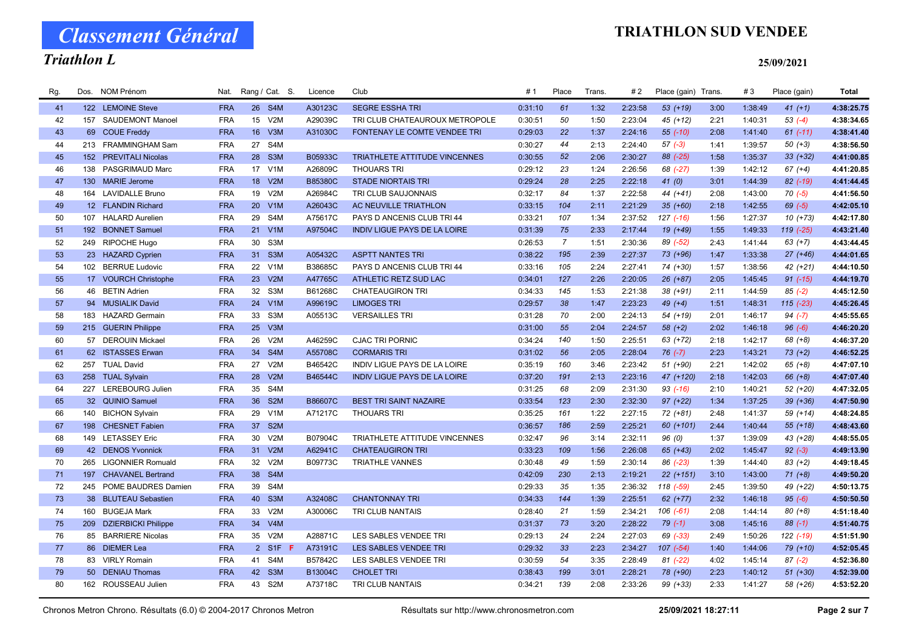# Classement Général

## Triathlon L

# TRIATHLON SUD VENDEE

25/09/2021

| Rg. | Dos. | NOM Prénom | Nat. | Rang / Cat. | S. | Licence | Club | # 1 | Place | Trans. | # 2 | Place (gain) | Trans. | # 3 | Place (gain) | Total |
|---|---|---|---|---|---|---|---|---|---|---|---|---|---|---|---|---|
| 41 | 122 | LEMOINE Steve | FRA | 26 S4M | | A30123C | SEGRE ESSHA TRI | 0:31:10 | 61 | 1:32 | 2:23:58 | 53 (+19) | 3:00 | 1:38:49 | 41 (+1) | 4:38:25.75 |
| 42 | 157 | SAUDEMONT Manoel | FRA | 15 V2M | | A29039C | TRI CLUB CHATEAUROUX METROPOLE | 0:30:51 | 50 | 1:50 | 2:23:04 | 45 (+12) | 2:21 | 1:40:31 | 53 (-4) | 4:38:34.65 |
| 43 | 69 | COUE Freddy | FRA | 16 V3M | | A31030C | FONTENAY LE COMTE VENDEE TRI | 0:29:03 | 22 | 1:37 | 2:24:16 | 55 (-10) | 2:08 | 1:41:40 | 61 (-11) | 4:38:41.40 |
| 44 | 213 | FRAMMINGHAM Sam | FRA | 27 S4M | | | | 0:30:27 | 44 | 2:13 | 2:24:40 | 57 (-3) | 1:41 | 1:39:57 | 50 (+3) | 4:38:56.50 |
| 45 | 152 | PREVITALI Nicolas | FRA | 28 S3M | | B05933C | TRIATHLETE ATTITUDE VINCENNES | 0:30:55 | 52 | 2:06 | 2:30:27 | 88 (-25) | 1:58 | 1:35:37 | 33 (+32) | 4:41:00.85 |
| 46 | 138 | PASGRIMAUD Marc | FRA | 17 V1M | | A26809C | THOUARS TRI | 0:29:12 | 23 | 1:24 | 2:26:56 | 68 (-27) | 1:39 | 1:42:12 | 67 (+4) | 4:41:20.85 |
| 47 | 130 | MARIE Jerome | FRA | 18 V2M | | B85380C | STADE NIORTAIS TRI | 0:29:24 | 28 | 2:25 | 2:22:18 | 41 (0) | 3:01 | 1:44:39 | 82 (-19) | 4:41:44.45 |
| 48 | 164 | LAVIDALLE Bruno | FRA | 19 V2M | | A26984C | TRI CLUB SAUJONNAIS | 0:32:17 | 84 | 1:37 | 2:22:58 | 44 (+41) | 2:08 | 1:43:00 | 70 (-5) | 4:41:56.50 |
| 49 | 12 | FLANDIN Richard | FRA | 20 V1M | | A26043C | AC NEUVILLE TRIATHLON | 0:33:15 | 104 | 2:11 | 2:21:29 | 35 (+60) | 2:18 | 1:42:55 | 69 (-5) | 4:42:05.10 |
| 50 | 107 | HALARD Aurelien | FRA | 29 S4M | | A75617C | PAYS D ANCENIS CLUB TRI 44 | 0:33:21 | 107 | 1:34 | 2:37:52 | 127 (-16) | 1:56 | 1:27:37 | 10 (+73) | 4:42:17.80 |
| 51 | 192 | BONNET Samuel | FRA | 21 V1M | | A97504C | INDIV LIGUE PAYS DE LA LOIRE | 0:31:39 | 75 | 2:33 | 2:17:44 | 19 (+49) | 1:55 | 1:49:33 | 119 (-25) | 4:43:21.40 |
| 52 | 249 | RIPOCHE Hugo | FRA | 30 S3M | | | | 0:26:53 | 7 | 1:51 | 2:30:36 | 89 (-52) | 2:43 | 1:41:44 | 63 (+7) | 4:43:44.45 |
| 53 | 23 | HAZARD Cyprien | FRA | 31 S3M | | A05432C | ASPTT NANTES TRI | 0:38:22 | 195 | 2:39 | 2:27:37 | 73 (+96) | 1:47 | 1:33:38 | 27 (+46) | 4:44:01.65 |
| 54 | 102 | BERRUE Ludovic | FRA | 22 V1M | | B38685C | PAYS D ANCENIS CLUB TRI 44 | 0:33:16 | 105 | 2:24 | 2:27:41 | 74 (+30) | 1:57 | 1:38:56 | 42 (+21) | 4:44:10.50 |
| 55 | 17 | VOURCH Christophe | FRA | 23 V2M | | A47765C | ATHLETIC RETZ SUD LAC | 0:34:01 | 127 | 2:26 | 2:20:05 | 26 (+87) | 2:05 | 1:45:45 | 91 (-15) | 4:44:19.70 |
| 56 | 46 | BETIN Adrien | FRA | 32 S3M | | B61268C | CHATEAUGIRON TRI | 0:34:33 | 145 | 1:53 | 2:21:38 | 38 (+91) | 2:11 | 1:44:59 | 85 (-2) | 4:45:12.50 |
| 57 | 94 | MUSIALIK David | FRA | 24 V1M | | A99619C | LIMOGES TRI | 0:29:57 | 38 | 1:47 | 2:23:23 | 49 (+4) | 1:51 | 1:48:31 | 115 (-23) | 4:45:26.45 |
| 58 | 183 | HAZARD Germain | FRA | 33 S3M | | A05513C | VERSAILLES TRI | 0:31:28 | 70 | 2:00 | 2:24:13 | 54 (+19) | 2:01 | 1:46:17 | 94 (-7) | 4:45:55.65 |
| 59 | 215 | GUERIN Philippe | FRA | 25 V3M | | | | 0:31:00 | 55 | 2:04 | 2:24:57 | 58 (+2) | 2:02 | 1:46:18 | 96 (-6) | 4:46:20.20 |
| 60 | 57 | DEROUIN Mickael | FRA | 26 V2M | | A46259C | CJAC TRI PORNIC | 0:34:24 | 140 | 1:50 | 2:25:51 | 63 (+72) | 2:18 | 1:42:17 | 68 (+8) | 4:46:37.20 |
| 61 | 62 | ISTASSES Erwan | FRA | 34 S4M | | A55708C | CORMARIS TRI | 0:31:02 | 56 | 2:05 | 2:28:04 | 76 (-7) | 2:23 | 1:43:21 | 73 (+2) | 4:46:52.25 |
| 62 | 257 | TUAL David | FRA | 27 V2M | | B46542C | INDIV LIGUE PAYS DE LA LOIRE | 0:35:19 | 160 | 3:46 | 2:23:42 | 51 (+90) | 2:21 | 1:42:02 | 65 (+8) | 4:47:07.10 |
| 63 | 258 | TUAL Sylvain | FRA | 28 V2M | | B46544C | INDIV LIGUE PAYS DE LA LOIRE | 0:37:20 | 191 | 2:13 | 2:23:16 | 47 (+120) | 2:18 | 1:42:03 | 66 (+8) | 4:47:07.40 |
| 64 | 227 | LEREBOURG Julien | FRA | 35 S4M | | | | 0:31:25 | 68 | 2:09 | 2:31:30 | 93 (-16) | 2:10 | 1:40:21 | 52 (+20) | 4:47:32.05 |
| 65 | 32 | QUINIO Samuel | FRA | 36 S2M | | B86607C | BEST TRI SAINT NAZAIRE | 0:33:54 | 123 | 2:30 | 2:32:30 | 97 (+22) | 1:34 | 1:37:25 | 39 (+36) | 4:47:50.90 |
| 66 | 140 | BICHON Sylvain | FRA | 29 V1M | | A71217C | THOUARS TRI | 0:35:25 | 161 | 1:22 | 2:27:15 | 72 (+81) | 2:48 | 1:41:37 | 59 (+14) | 4:48:24.85 |
| 67 | 198 | CHESNET Fabien | FRA | 37 S2M | | | | 0:36:57 | 186 | 2:59 | 2:25:21 | 60 (+101) | 2:44 | 1:40:44 | 55 (+18) | 4:48:43.60 |
| 68 | 149 | LETASSEY Eric | FRA | 30 V2M | | B07904C | TRIATHLETE ATTITUDE VINCENNES | 0:32:47 | 96 | 3:14 | 2:32:11 | 96 (0) | 1:37 | 1:39:09 | 43 (+28) | 4:48:55.05 |
| 69 | 42 | DENOS Yvonnick | FRA | 31 V2M | | A62941C | CHATEAUGIRON TRI | 0:33:23 | 109 | 1:56 | 2:26:08 | 65 (+43) | 2:02 | 1:45:47 | 92 (-3) | 4:49:13.90 |
| 70 | 265 | LIGONNIER Romuald | FRA | 32 V2M | | B09773C | TRIATHLE VANNES | 0:30:48 | 49 | 1:59 | 2:30:14 | 86 (-23) | 1:39 | 1:44:40 | 83 (+2) | 4:49:18.45 |
| 71 | 197 | CHAVANEL Bertrand | FRA | 38 S4M | | | | 0:42:09 | 230 | 2:13 | 2:19:21 | 22 (+151) | 3:10 | 1:43:00 | 71 (+8) | 4:49:50.20 |
| 72 | 245 | POME BAUDRES Damien | FRA | 39 S4M | | | | 0:29:33 | 35 | 1:35 | 2:36:32 | 118 (-59) | 2:45 | 1:39:50 | 49 (+22) | 4:50:13.75 |
| 73 | 38 | BLUTEAU Sebastien | FRA | 40 S3M | | A32408C | CHANTONNAY TRI | 0:34:33 | 144 | 1:39 | 2:25:51 | 62 (+77) | 2:32 | 1:46:18 | 95 (-6) | 4:50:50.50 |
| 74 | 160 | BUGEJA Mark | FRA | 33 V2M | | A30006C | TRI CLUB NANTAIS | 0:28:40 | 21 | 1:59 | 2:34:21 | 106 (-61) | 2:08 | 1:44:14 | 80 (+8) | 4:51:18.40 |
| 75 | 209 | DZIERBICKI Philippe | FRA | 34 V4M | | | | 0:31:37 | 73 | 3:20 | 2:28:22 | 79 (-1) | 3:08 | 1:45:16 | 88 (-1) | 4:51:40.75 |
| 76 | 85 | BARRIERE Nicolas | FRA | 35 V2M | | A28871C | LES SABLES VENDEE TRI | 0:29:13 | 24 | 2:24 | 2:27:03 | 69 (-33) | 2:49 | 1:50:26 | 122 (-19) | 4:51:51.90 |
| 77 | 86 | DIEMER Lea | FRA | 2 S1F | F | A73191C | LES SABLES VENDEE TRI | 0:29:32 | 33 | 2:23 | 2:34:27 | 107 (-54) | 1:40 | 1:44:06 | 79 (+10) | 4:52:05.45 |
| 78 | 83 | VIRLY Romain | FRA | 41 S4M | | B57842C | LES SABLES VENDEE TRI | 0:30:59 | 54 | 3:35 | 2:28:49 | 81 (-22) | 4:02 | 1:45:14 | 87 (-2) | 4:52:36.80 |
| 79 | 50 | DENIAU Thomas | FRA | 42 S3M | | B13004C | CHOLET TRI | 0:38:43 | 199 | 3:01 | 2:28:21 | 78 (+90) | 2:23 | 1:40:12 | 51 (+30) | 4:52:39.00 |
| 80 | 162 | ROUSSEAU Julien | FRA | 43 S2M | | A73718C | TRI CLUB NANTAIS | 0:34:21 | 139 | 2:08 | 2:33:26 | 99 (+33) | 2:33 | 1:41:27 | 58 (+26) | 4:53:52.20 |

Chronos Metron Chrono. Résultats (6.0) © 2004-2017 Chronos Metron — Résultats sur http://www.chronosmetron.com — 25/09/2021 18:27:11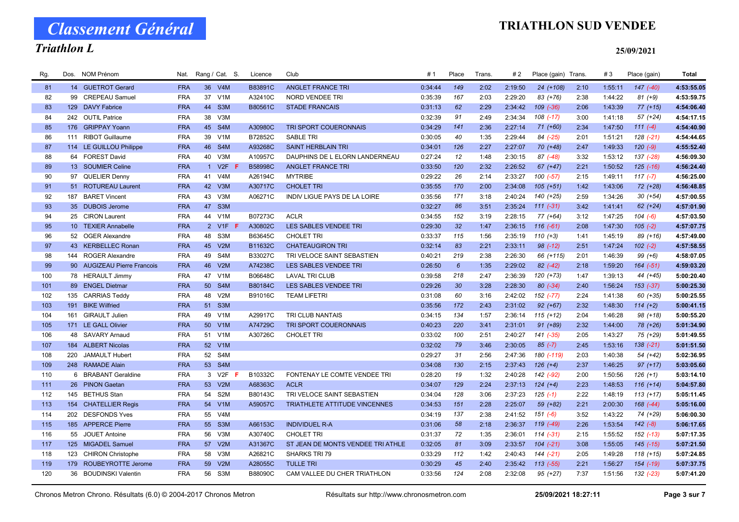# Classement Général

## Triathlon L

**TRIATHLON SUD VENDEE**

**25/09/2021**

| Rg. | Dos. | NOM Prénom | Nat. | Rang / Cat. | | S. | Licence | Club | # 1 | Place | Trans. | # 2 | Place (gain) | Trans. | # 3 | Place (gain) | Total |
|---|---|---|---|---|---|---|---|---|---|---|---|---|---|---|---|---|---|
| 81 | 14 | GUETROT Gerard | FRA | 36 | V4M | | B83891C | ANGLET FRANCE TRI | 0:34:44 | 149 | 2:02 | 2:19:50 | 24 (+108) | 2:10 | 1:55:11 | 147 (-40) | 4:53:55.05 |
| 82 | 99 | CREPEAU Samuel | FRA | 37 | V1M | | A32410C | NORD VENDEE TRI | 0:35:39 | 167 | 2:03 | 2:29:20 | 83 (+76) | 2:38 | 1:44:22 | 81 (+9) | 4:53:59.75 |
| 83 | 129 | DAVY Fabrice | FRA | 44 | S3M | | B80561C | STADE FRANCAIS | 0:31:13 | 62 | 2:29 | 2:34:42 | 109 (-36) | 2:06 | 1:43:39 | 77 (+15) | 4:54:06.40 |
| 84 | 242 | OUTIL Patrice | FRA | 38 | V3M | | | | 0:32:39 | 91 | 2:49 | 2:34:34 | 108 (-17) | 3:00 | 1:41:18 | 57 (+24) | 4:54:17.15 |
| 85 | 176 | GRIPPAY Yoann | FRA | 45 | S4M | | A30980C | TRI SPORT COUERONNAIS | 0:34:29 | 141 | 2:36 | 2:27:14 | 71 (+60) | 2:34 | 1:47:50 | 111 (-4) | 4:54:40.90 |
| 86 | 111 | RIBOT Guillaume | FRA | 39 | V1M | | B72852C | SABLE TRI | 0:30:05 | 40 | 1:35 | 2:29:44 | 84 (-25) | 2:01 | 1:51:21 | 128 (-21) | 4:54:44.65 |
| 87 | 114 | LE GUILLOU Philippe | FRA | 46 | S4M | | A93268C | SAINT HERBLAIN TRI | 0:34:01 | 126 | 2:27 | 2:27:07 | 70 (+48) | 2:47 | 1:49:33 | 120 (-9) | 4:55:52.40 |
| 88 | 64 | FOREST David | FRA | 40 | V3M | | A10957C | DAUPHINS DE L ELORN LANDERNEAU | 0:27:24 | 12 | 1:48 | 2:30:15 | 87 (-48) | 3:32 | 1:53:12 | 137 (-28) | 4:56:09.30 |
| 89 | 13 | SOUMIER Celine | FRA | 1 | V2F | F | B58998C | ANGLET FRANCE TRI | 0:33:50 | 120 | 2:32 | 2:26:52 | 67 (+47) | 2:21 | 1:50:52 | 125 (-16) | 4:56:24.40 |
| 90 | 97 | QUELIER Denny | FRA | 41 | V4M | | A26194C | MYTRIBE | 0:29:22 | 26 | 2:14 | 2:33:27 | 100 (-57) | 2:15 | 1:49:11 | 117 (-7) | 4:56:25.00 |
| 91 | 51 | ROTUREAU Laurent | FRA | 42 | V3M | | A30717C | CHOLET TRI | 0:35:55 | 170 | 2:00 | 2:34:08 | 105 (+51) | 1:42 | 1:43:06 | 72 (+28) | 4:56:48.85 |
| 92 | 187 | BARET Vincent | FRA | 43 | V3M | | A06271C | INDIV LIGUE PAYS DE LA LOIRE | 0:35:56 | 171 | 3:18 | 2:40:24 | 140 (+25) | 2:59 | 1:34:26 | 30 (+54) | 4:57:00.55 |
| 93 | 35 | DUBOIS Jerome | FRA | 47 | S3M | | | | 0:32:27 | 86 | 3:51 | 2:35:24 | 111 (-31) | 3:42 | 1:41:41 | 62 (+24) | 4:57:01.90 |
| 94 | 25 | CIRON Laurent | FRA | 44 | V1M | | B07273C | ACLR | 0:34:55 | 152 | 3:19 | 2:28:15 | 77 (+64) | 3:12 | 1:47:25 | 104 (-6) | 4:57:03.50 |
| 95 | 10 | TEXIER Annabelle | FRA | 2 | V1F | F | A30802C | LES SABLES VENDEE TRI | 0:29:30 | 32 | 1:47 | 2:36:15 | 116 (-61) | 2:08 | 1:47:30 | 105 (-2) | 4:57:07.75 |
| 96 | 52 | OGER Alexandre | FRA | 48 | S3M | | B63645C | CHOLET TRI | 0:33:37 | 115 | 1:56 | 2:35:19 | 110 (+3) | 1:41 | 1:45:19 | 89 (+16) | 4:57:49.00 |
| 97 | 43 | KERBELLEC Ronan | FRA | 45 | V2M | | B11632C | CHATEAUGIRON TRI | 0:32:14 | 83 | 2:21 | 2:33:11 | 98 (-12) | 2:51 | 1:47:24 | 102 (-2) | 4:57:58.55 |
| 98 | 144 | ROGER Alexandre | FRA | 49 | S4M | | B33027C | TRI VELOCE SAINT SEBASTIEN | 0:40:21 | 219 | 2:38 | 2:26:30 | 66 (+115) | 2:01 | 1:46:39 | 99 (+6) | 4:58:07.05 |
| 99 | 90 | AUGIZEAU Pierre Francois | FRA | 46 | V2M | | A74238C | LES SABLES VENDEE TRI | 0:26:50 | 6 | 1:35 | 2:29:02 | 82 (-42) | 2:18 | 1:59:20 | 164 (-51) | 4:59:03.20 |
| 100 | 78 | HERAULT Jimmy | FRA | 47 | V1M | | B06648C | LAVAL TRI CLUB | 0:39:58 | 218 | 2:47 | 2:36:39 | 120 (+73) | 1:47 | 1:39:13 | 44 (+45) | 5:00:20.40 |
| 101 | 89 | ENGEL Dietmar | FRA | 50 | S4M | | B80184C | LES SABLES VENDEE TRI | 0:29:26 | 30 | 3:28 | 2:28:30 | 80 (-34) | 2:40 | 1:56:24 | 153 (-37) | 5:00:25.30 |
| 102 | 135 | CARRIAS Teddy | FRA | 48 | V2M | | B91016C | TEAM LIFETRI | 0:31:08 | 60 | 3:16 | 2:42:02 | 152 (-77) | 2:24 | 1:41:38 | 60 (+35) | 5:00:25.55 |
| 103 | 191 | BIKE Wilfried | FRA | 51 | S3M | | | | 0:35:56 | 172 | 2:43 | 2:31:02 | 92 (+67) | 2:32 | 1:48:30 | 114 (+2) | 5:00:41.15 |
| 104 | 161 | GIRAULT Julien | FRA | 49 | V1M | | A29917C | TRI CLUB NANTAIS | 0:34:15 | 134 | 1:57 | 2:36:14 | 115 (+12) | 2:04 | 1:46:28 | 98 (+18) | 5:00:55.20 |
| 105 | 171 | LE GALL Olivier | FRA | 50 | V1M | | A74729C | TRI SPORT COUERONNAIS | 0:40:23 | 220 | 3:41 | 2:31:01 | 91 (+89) | 2:32 | 1:44:00 | 78 (+26) | 5:01:34.90 |
| 106 | 48 | SAVARY Arnaud | FRA | 51 | V1M | | A30726C | CHOLET TRI | 0:33:02 | 100 | 2:51 | 2:40:27 | 141 (-35) | 2:05 | 1:43:27 | 75 (+29) | 5:01:49.55 |
| 107 | 184 | ALBERT Nicolas | FRA | 52 | V1M | | | | 0:32:02 | 79 | 3:46 | 2:30:05 | 85 (-7) | 2:45 | 1:53:16 | 138 (-21) | 5:01:51.50 |
| 108 | 220 | JAMAULT Hubert | FRA | 52 | S4M | | | | 0:29:27 | 31 | 2:56 | 2:47:36 | 180 (-119) | 2:03 | 1:40:38 | 54 (+42) | 5:02:36.95 |
| 109 | 248 | RAMADE Alain | FRA | 53 | S4M | | | | 0:34:08 | 130 | 2:15 | 2:37:43 | 126 (+4) | 2:37 | 1:46:25 | 97 (+17) | 5:03:05.60 |
| 110 | 6 | BRABANT Geraldine | FRA | 3 | V2F | F | B10332C | FONTENAY LE COMTE VENDEE TRI | 0:28:20 | 19 | 1:32 | 2:40:28 | 142 (-92) | 2:00 | 1:50:56 | 126 (+1) | 5:03:14.10 |
| 111 | 26 | PINON Gaetan | FRA | 53 | V2M | | A68363C | ACLR | 0:34:07 | 129 | 2:24 | 2:37:13 | 124 (+4) | 2:23 | 1:48:53 | 116 (+14) | 5:04:57.80 |
| 112 | 145 | BETHUS Stan | FRA | 54 | S2M | | B80143C | TRI VELOCE SAINT SEBASTIEN | 0:34:04 | 128 | 3:06 | 2:37:23 | 125 (-1) | 2:22 | 1:48:19 | 113 (+17) | 5:05:11.45 |
| 113 | 154 | CHATELLIER Regis | FRA | 54 | V1M | | A59057C | TRIATHLETE ATTITUDE VINCENNES | 0:34:53 | 151 | 2:28 | 2:25:07 | 59 (+82) | 2:21 | 2:00:30 | 168 (-44) | 5:05:16.00 |
| 114 | 202 | DESFONDS Yves | FRA | 55 | V4M | | | | 0:34:19 | 137 | 2:38 | 2:41:52 | 151 (-6) | 3:52 | 1:43:22 | 74 (+29) | 5:06:00.30 |
| 115 | 185 | APPERCE Pierre | FRA | 55 | S3M | | A66153C | INDIVIDUEL R-A | 0:31:06 | 58 | 2:18 | 2:36:37 | 119 (-49) | 2:26 | 1:53:54 | 142 (-8) | 5:06:17.65 |
| 116 | 55 | JOUET Antoine | FRA | 56 | V3M | | A30740C | CHOLET TRI | 0:31:37 | 72 | 1:35 | 2:36:01 | 114 (-31) | 2:15 | 1:55:52 | 152 (-13) | 5:07:17.35 |
| 117 | 125 | MIGADEL Samuel | FRA | 57 | V2M | | A31367C | ST JEAN DE MONTS VENDEE TRI ATHLE | 0:32:05 | 81 | 3:09 | 2:33:57 | 104 (-21) | 3:08 | 1:55:05 | 145 (-15) | 5:07:21.50 |
| 118 | 123 | CHIRON Christophe | FRA | 58 | V3M | | A26821C | SHARKS TRI 79 | 0:33:29 | 112 | 1:42 | 2:40:43 | 144 (-21) | 2:05 | 1:49:28 | 118 (+15) | 5:07:24.85 |
| 119 | 179 | ROUBEYROTTE Jerome | FRA | 59 | V2M | | A28055C | TULLE TRI | 0:30:29 | 45 | 2:40 | 2:35:42 | 113 (-55) | 2:21 | 1:56:27 | 154 (-19) | 5:07:37.75 |
| 120 | 36 | BOUDINSKI Valentin | FRA | 56 | S3M | | B88090C | CAM VALLEE DU CHER TRIATHLON | 0:33:56 | 124 | 2:08 | 2:32:08 | 95 (+27) | 7:37 | 1:51:56 | 132 (-23) | 5:07:41.20 |

Chronos Metron Chrono. Résultats (6.0) © 2004-2017 Chronos Metron — Résultats sur http://www.chronosmetron.com — 25/09/2021 18:27:11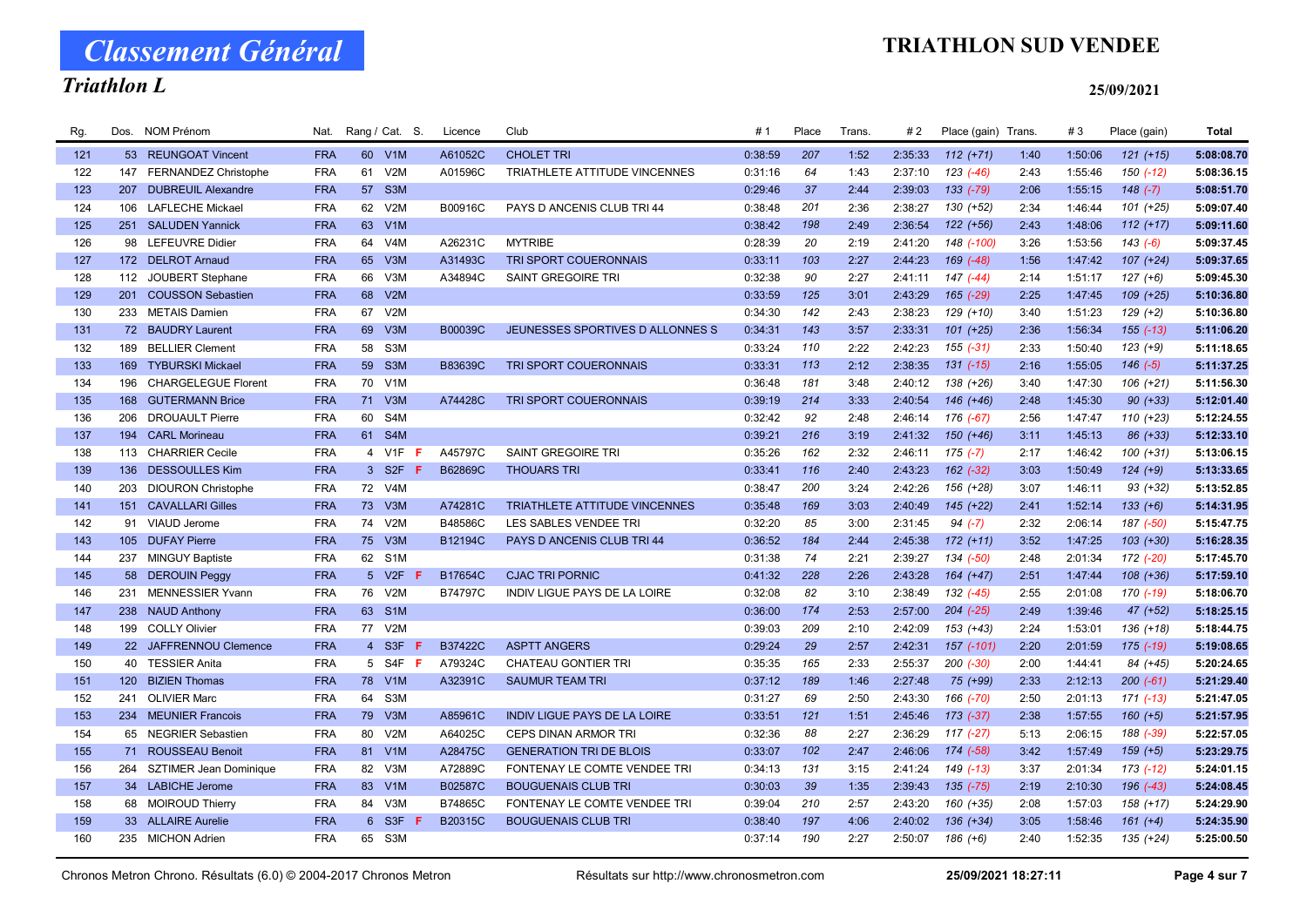# Classement Général

## Triathlon L

**TRIATHLON SUD VENDEE**

**25/09/2021**

| Rg. | Dos. | NOM Prénom | Nat. | Rang / Cat. | S. | Licence | Club | # 1 | Place | Trans. | # 2 | Place (gain) | Trans. | # 3 | Place (gain) | Total |
|---|---|---|---|---|---|---|---|---|---|---|---|---|---|---|---|---|
| 121 | 53 | REUNGOAT Vincent | FRA | 60 V1M | | A61052C | CHOLET TRI | 0:38:59 | 207 | 1:52 | 2:35:33 | 112 (+71) | 1:40 | 1:50:06 | 121 (+15) | 5:08:08.70 |
| 122 | 147 | FERNANDEZ Christophe | FRA | 61 V2M | | A01596C | TRIATHLETE ATTITUDE VINCENNES | 0:31:16 | 64 | 1:43 | 2:37:10 | 123 (-46) | 2:43 | 1:55:46 | 150 (-12) | 5:08:36.15 |
| 123 | 207 | DUBREUIL Alexandre | FRA | 57 S3M | | | | 0:29:46 | 37 | 2:44 | 2:39:03 | 133 (-79) | 2:06 | 1:55:15 | 148 (-7) | 5:08:51.70 |
| 124 | 106 | LAFLECHE Mickael | FRA | 62 V2M | | B00916C | PAYS D ANCENIS CLUB TRI 44 | 0:38:48 | 201 | 2:36 | 2:38:27 | 130 (+52) | 2:34 | 1:46:44 | 101 (+25) | 5:09:07.40 |
| 125 | 251 | SALUDEN Yannick | FRA | 63 V1M | | | | 0:38:42 | 198 | 2:49 | 2:36:54 | 122 (+56) | 2:43 | 1:48:06 | 112 (+17) | 5:09:11.60 |
| 126 | 98 | LEFEUVRE Didier | FRA | 64 V4M | | A26231C | MYTRIBE | 0:28:39 | 20 | 2:19 | 2:41:20 | 148 (-100) | 3:26 | 1:53:56 | 143 (-6) | 5:09:37.45 |
| 127 | 172 | DELROT Arnaud | FRA | 65 V3M | | A31493C | TRI SPORT COUERONNAIS | 0:33:11 | 103 | 2:27 | 2:44:23 | 169 (-48) | 1:56 | 1:47:42 | 107 (+24) | 5:09:37.65 |
| 128 | 112 | JOUBERT Stephane | FRA | 66 V3M | | A34894C | SAINT GREGOIRE TRI | 0:32:38 | 90 | 2:27 | 2:41:11 | 147 (-44) | 2:14 | 1:51:17 | 127 (+6) | 5:09:45.30 |
| 129 | 201 | COUSSON Sebastien | FRA | 68 V2M | | | | 0:33:59 | 125 | 3:01 | 2:43:29 | 165 (-29) | 2:25 | 1:47:45 | 109 (+25) | 5:10:36.80 |
| 130 | 233 | METAIS Damien | FRA | 67 V2M | | | | 0:34:30 | 142 | 2:43 | 2:38:23 | 129 (+10) | 3:40 | 1:51:23 | 129 (+2) | 5:10:36.80 |
| 131 | 72 | BAUDRY Laurent | FRA | 69 V3M | | B00039C | JEUNESSES SPORTIVES D ALLONNES S | 0:34:31 | 143 | 3:57 | 2:33:31 | 101 (+25) | 2:36 | 1:56:34 | 155 (-13) | 5:11:06.20 |
| 132 | 189 | BELLIER Clement | FRA | 58 S3M | | | | 0:33:24 | 110 | 2:22 | 2:42:23 | 155 (-31) | 2:33 | 1:50:40 | 123 (+9) | 5:11:18.65 |
| 133 | 169 | TYBURSKI Mickael | FRA | 59 S3M | | B83639C | TRI SPORT COUERONNAIS | 0:33:31 | 113 | 2:12 | 2:38:35 | 131 (-15) | 2:16 | 1:55:05 | 146 (-5) | 5:11:37.25 |
| 134 | 196 | CHARGELEGUE Florent | FRA | 70 V1M | | | | 0:36:48 | 181 | 3:48 | 2:40:12 | 138 (+26) | 3:40 | 1:47:30 | 106 (+21) | 5:11:56.30 |
| 135 | 168 | GUTERMANN Brice | FRA | 71 V3M | | A74428C | TRI SPORT COUERONNAIS | 0:39:19 | 214 | 3:33 | 2:40:54 | 146 (+46) | 2:48 | 1:45:30 | 90 (+33) | 5:12:01.40 |
| 136 | 206 | DROUAULT Pierre | FRA | 60 S4M | | | | 0:32:42 | 92 | 2:48 | 2:46:14 | 176 (-67) | 2:56 | 1:47:47 | 110 (+23) | 5:12:24.55 |
| 137 | 194 | CARL Morineau | FRA | 61 S4M | | | | 0:39:21 | 216 | 3:19 | 2:41:32 | 150 (+46) | 3:11 | 1:45:13 | 86 (+33) | 5:12:33.10 |
| 138 | 113 | CHARRIER Cecile | FRA | 4 V1F | F | A45797C | SAINT GREGOIRE TRI | 0:35:26 | 162 | 2:32 | 2:46:11 | 175 (-7) | 2:17 | 1:46:42 | 100 (+31) | 5:13:06.15 |
| 139 | 136 | DESSOULLES Kim | FRA | 3 S2F | F | B62869C | THOUARS TRI | 0:33:41 | 116 | 2:40 | 2:43:23 | 162 (-32) | 3:03 | 1:50:49 | 124 (+9) | 5:13:33.65 |
| 140 | 203 | DIOURON Christophe | FRA | 72 V4M | | | | 0:38:47 | 200 | 3:24 | 2:42:26 | 156 (+28) | 3:07 | 1:46:11 | 93 (+32) | 5:13:52.85 |
| 141 | 151 | CAVALLARI Gilles | FRA | 73 V3M | | A74281C | TRIATHLETE ATTITUDE VINCENNES | 0:35:48 | 169 | 3:03 | 2:40:49 | 145 (+22) | 2:41 | 1:52:14 | 133 (+6) | 5:14:31.95 |
| 142 | 91 | VIAUD Jerome | FRA | 74 V2M | | B48586C | LES SABLES VENDEE TRI | 0:32:20 | 85 | 3:00 | 2:31:45 | 94 (-7) | 2:32 | 2:06:14 | 187 (-50) | 5:15:47.75 |
| 143 | 105 | DUFAY Pierre | FRA | 75 V3M | | B12194C | PAYS D ANCENIS CLUB TRI 44 | 0:36:52 | 184 | 2:44 | 2:45:38 | 172 (+11) | 3:52 | 1:47:25 | 103 (+30) | 5:16:28.35 |
| 144 | 237 | MINGUY Baptiste | FRA | 62 S1M | | | | 0:31:38 | 74 | 2:21 | 2:39:27 | 134 (-50) | 2:48 | 2:01:34 | 172 (-20) | 5:17:45.70 |
| 145 | 58 | DEROUIN Peggy | FRA | 5 V2F | F | B17654C | CJAC TRI PORNIC | 0:41:32 | 228 | 2:26 | 2:43:28 | 164 (+47) | 2:51 | 1:47:44 | 108 (+36) | 5:17:59.10 |
| 146 | 231 | MENNESSIER Yvann | FRA | 76 V2M | | B74797C | INDIV LIGUE PAYS DE LA LOIRE | 0:32:08 | 82 | 3:10 | 2:38:49 | 132 (-45) | 2:55 | 2:01:08 | 170 (-19) | 5:18:06.70 |
| 147 | 238 | NAUD Anthony | FRA | 63 S1M | | | | 0:36:00 | 174 | 2:53 | 2:57:00 | 204 (-25) | 2:49 | 1:39:46 | 47 (+52) | 5:18:25.15 |
| 148 | 199 | COLLY Olivier | FRA | 77 V2M | | | | 0:39:03 | 209 | 2:10 | 2:42:09 | 153 (+43) | 2:24 | 1:53:01 | 136 (+18) | 5:18:44.75 |
| 149 | 22 | JAFFRENNOU Clemence | FRA | 4 S3F | F | B37422C | ASPTT ANGERS | 0:29:24 | 29 | 2:57 | 2:42:31 | 157 (-101) | 2:20 | 2:01:59 | 175 (-19) | 5:19:08.65 |
| 150 | 40 | TESSIER Anita | FRA | 5 S4F | F | A79324C | CHATEAU GONTIER TRI | 0:35:35 | 165 | 2:33 | 2:55:37 | 200 (-30) | 2:00 | 1:44:41 | 84 (+45) | 5:20:24.65 |
| 151 | 120 | BIZIEN Thomas | FRA | 78 V1M | | A32391C | SAUMUR TEAM TRI | 0:37:12 | 189 | 1:46 | 2:27:48 | 75 (+99) | 2:33 | 2:12:13 | 200 (-61) | 5:21:29.40 |
| 152 | 241 | OLIVIER Marc | FRA | 64 S3M | | | | 0:31:27 | 69 | 2:50 | 2:43:30 | 166 (-70) | 2:50 | 2:01:13 | 171 (-13) | 5:21:47.05 |
| 153 | 234 | MEUNIER Francois | FRA | 79 V3M | | A85961C | INDIV LIGUE PAYS DE LA LOIRE | 0:33:51 | 121 | 1:51 | 2:45:46 | 173 (-37) | 2:38 | 1:57:55 | 160 (+5) | 5:21:57.95 |
| 154 | 65 | NEGRIER Sebastien | FRA | 80 V2M | | A64025C | CEPS DINAN ARMOR TRI | 0:32:36 | 88 | 2:27 | 2:36:29 | 117 (-27) | 5:13 | 2:06:15 | 188 (-39) | 5:22:57.05 |
| 155 | 71 | ROUSSEAU Benoit | FRA | 81 V1M | | A28475C | GENERATION TRI DE BLOIS | 0:33:07 | 102 | 2:47 | 2:46:06 | 174 (-58) | 3:42 | 1:57:49 | 159 (+5) | 5:23:29.75 |
| 156 | 264 | SZTIMER Jean Dominique | FRA | 82 V3M | | A72889C | FONTENAY LE COMTE VENDEE TRI | 0:34:13 | 131 | 3:15 | 2:41:24 | 149 (-13) | 3:37 | 2:01:34 | 173 (-12) | 5:24:01.15 |
| 157 | 34 | LABICHE Jerome | FRA | 83 V1M | | B02587C | BOUGUENAIS CLUB TRI | 0:30:03 | 39 | 1:35 | 2:39:43 | 135 (-75) | 2:19 | 2:10:30 | 196 (-43) | 5:24:08.45 |
| 158 | 68 | MOIROUD Thierry | FRA | 84 V3M | | B74865C | FONTENAY LE COMTE VENDEE TRI | 0:39:04 | 210 | 2:57 | 2:43:20 | 160 (+35) | 2:08 | 1:57:03 | 158 (+17) | 5:24:29.90 |
| 159 | 33 | ALLAIRE Aurelie | FRA | 6 S3F | F | B20315C | BOUGUENAIS CLUB TRI | 0:38:40 | 197 | 4:06 | 2:40:02 | 136 (+34) | 3:05 | 1:58:46 | 161 (+4) | 5:24:35.90 |
| 160 | 235 | MICHON Adrien | FRA | 65 S3M | | | | 0:37:14 | 190 | 2:27 | 2:50:07 | 186 (+6) | 2:40 | 1:52:35 | 135 (+24) | 5:25:00.50 |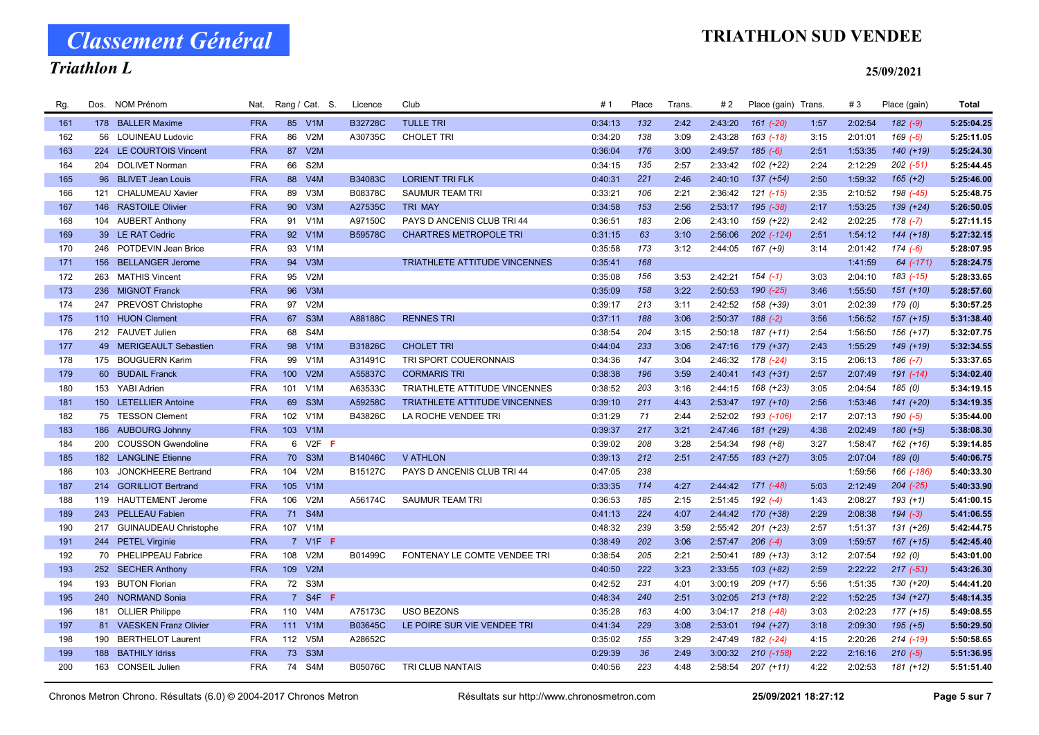# Classement Général

## Triathlon L

**TRIATHLON SUD VENDEE**

**25/09/2021**

| Rg. | Dos. | NOM Prénom | Nat. | Rang / Cat. | S. | Licence | Club | # 1 | Place | Trans. | # 2 | Place (gain) | Trans. | # 3 | Place (gain) | Total |
|---|---|---|---|---|---|---|---|---|---|---|---|---|---|---|---|---|
| 161 | 178 | BALLER Maxime | FRA | 85 V1M | | B32728C | TULLE TRI | 0:34:13 | 132 | 2:42 | 2:43:20 | 161 (-20) | 1:57 | 2:02:54 | 182 (-9) | 5:25:04.25 |
| 162 | 56 | LOUINEAU Ludovic | FRA | 86 V2M | | A30735C | CHOLET TRI | 0:34:20 | 138 | 3:09 | 2:43:28 | 163 (-18) | 3:15 | 2:01:01 | 169 (-6) | 5:25:11.05 |
| 163 | 224 | LE COURTOIS Vincent | FRA | 87 V2M | | | | 0:36:04 | 176 | 3:00 | 2:49:57 | 185 (-6) | 2:51 | 1:53:35 | 140 (+19) | 5:25:24.30 |
| 164 | 204 | DOLIVET Norman | FRA | 66 S2M | | | | 0:34:15 | 135 | 2:57 | 2:33:42 | 102 (+22) | 2:24 | 2:12:29 | 202 (-51) | 5:25:44.45 |
| 165 | 96 | BLIVET Jean Louis | FRA | 88 V4M | | B34083C | LORIENT TRI FLK | 0:40:31 | 221 | 2:46 | 2:40:10 | 137 (+54) | 2:50 | 1:59:32 | 165 (+2) | 5:25:46.00 |
| 166 | 121 | CHALUMEAU Xavier | FRA | 89 V3M | | B08378C | SAUMUR TEAM TRI | 0:33:21 | 106 | 2:21 | 2:36:42 | 121 (-15) | 2:35 | 2:10:52 | 198 (-45) | 5:25:48.75 |
| 167 | 146 | RASTOILE Olivier | FRA | 90 V3M | | A27535C | TRI MAY | 0:34:58 | 153 | 2:56 | 2:53:17 | 195 (-38) | 2:17 | 1:53:25 | 139 (+24) | 5:26:50.05 |
| 168 | 104 | AUBERT Anthony | FRA | 91 V1M | | A97150C | PAYS D ANCENIS CLUB TRI 44 | 0:36:51 | 183 | 2:06 | 2:43:10 | 159 (+22) | 2:42 | 2:02:25 | 178 (-7) | 5:27:11.15 |
| 169 | 39 | LE RAT Cedric | FRA | 92 V1M | | B59578C | CHARTRES METROPOLE TRI | 0:31:15 | 63 | 3:10 | 2:56:06 | 202 (-124) | 2:51 | 1:54:12 | 144 (+18) | 5:27:32.15 |
| 170 | 246 | POTDEVIN Jean Brice | FRA | 93 V1M | | | | 0:35:58 | 173 | 3:12 | 2:44:05 | 167 (+9) | 3:14 | 2:01:42 | 174 (-6) | 5:28:07.95 |
| 171 | 156 | BELLANGER Jerome | FRA | 94 V3M | | | TRIATHLETE ATTITUDE VINCENNES | 0:35:41 | 168 | | | | | 1:41:59 | 64 (-171) | 5:28:24.75 |
| 172 | 263 | MATHIS Vincent | FRA | 95 V2M | | | | 0:35:08 | 156 | 3:53 | 2:42:21 | 154 (-1) | 3:03 | 2:04:10 | 183 (-15) | 5:28:33.65 |
| 173 | 236 | MIGNOT Franck | FRA | 96 V3M | | | | 0:35:09 | 158 | 3:22 | 2:50:53 | 190 (-25) | 3:46 | 1:55:50 | 151 (+10) | 5:28:57.60 |
| 174 | 247 | PREVOST Christophe | FRA | 97 V2M | | | | 0:39:17 | 213 | 3:11 | 2:42:52 | 158 (+39) | 3:01 | 2:02:39 | 179 (0) | 5:30:57.25 |
| 175 | 110 | HUON Clement | FRA | 67 S3M | | A88188C | RENNES TRI | 0:37:11 | 188 | 3:06 | 2:50:37 | 188 (-2) | 3:56 | 1:56:52 | 157 (+15) | 5:31:38.40 |
| 176 | 212 | FAUVET Julien | FRA | 68 S4M | | | | 0:38:54 | 204 | 3:15 | 2:50:18 | 187 (+11) | 2:54 | 1:56:50 | 156 (+17) | 5:32:07.75 |
| 177 | 49 | MERIGEAULT Sebastien | FRA | 98 V1M | | B31826C | CHOLET TRI | 0:44:04 | 233 | 3:06 | 2:47:16 | 179 (+37) | 2:43 | 1:55:29 | 149 (+19) | 5:32:34.55 |
| 178 | 175 | BOUGUERN Karim | FRA | 99 V1M | | A31491C | TRI SPORT COUERONNAIS | 0:34:36 | 147 | 3:04 | 2:46:32 | 178 (-24) | 3:15 | 2:06:13 | 186 (-7) | 5:33:37.65 |
| 179 | 60 | BUDAIL Franck | FRA | 100 V2M | | A55837C | CORMARIS TRI | 0:38:38 | 196 | 3:59 | 2:40:41 | 143 (+31) | 2:57 | 2:07:49 | 191 (-14) | 5:34:02.40 |
| 180 | 153 | YABI Adrien | FRA | 101 V1M | | A63533C | TRIATHLETE ATTITUDE VINCENNES | 0:38:52 | 203 | 3:16 | 2:44:15 | 168 (+23) | 3:05 | 2:04:54 | 185 (0) | 5:34:19.15 |
| 181 | 150 | LETELLIER Antoine | FRA | 69 S3M | | A59258C | TRIATHLETE ATTITUDE VINCENNES | 0:39:10 | 211 | 4:43 | 2:53:47 | 197 (+10) | 2:56 | 1:53:46 | 141 (+20) | 5:34:19.35 |
| 182 | 75 | TESSON Clement | FRA | 102 V1M | | B43826C | LA ROCHE VENDEE TRI | 0:31:29 | 71 | 2:44 | 2:52:02 | 193 (-106) | 2:17 | 2:07:13 | 190 (-5) | 5:35:44.00 |
| 183 | 186 | AUBOURG Johnny | FRA | 103 V1M | | | | 0:39:37 | 217 | 3:21 | 2:47:46 | 181 (+29) | 4:38 | 2:02:49 | 180 (+5) | 5:38:08.30 |
| 184 | 200 | COUSSON Gwendoline | FRA | 6 V2F | F | | | 0:39:02 | 208 | 3:28 | 2:54:34 | 198 (+8) | 3:27 | 1:58:47 | 162 (+16) | 5:39:14.85 |
| 185 | 182 | LANGLINE Etienne | FRA | 70 S3M | | B14046C | V ATHLON | 0:39:13 | 212 | 2:51 | 2:47:55 | 183 (+27) | 3:05 | 2:07:04 | 189 (0) | 5:40:06.75 |
| 186 | 103 | JONCKHEERE Bertrand | FRA | 104 V2M | | B15127C | PAYS D ANCENIS CLUB TRI 44 | 0:47:05 | 238 | | | | | 1:59:56 | 166 (-186) | 5:40:33.30 |
| 187 | 214 | GORILLIOT Bertrand | FRA | 105 V1M | | | | 0:33:35 | 114 | 4:27 | 2:44:42 | 171 (-48) | 5:03 | 2:12:49 | 204 (-25) | 5:40:33.90 |
| 188 | 119 | HAUTTEMENT Jerome | FRA | 106 V2M | | A56174C | SAUMUR TEAM TRI | 0:36:53 | 185 | 2:15 | 2:51:45 | 192 (-4) | 1:43 | 2:08:27 | 193 (+1) | 5:41:00.15 |
| 189 | 243 | PELLEAU Fabien | FRA | 71 S4M | | | | 0:41:13 | 224 | 4:07 | 2:44:42 | 170 (+38) | 2:29 | 2:08:38 | 194 (-3) | 5:41:06.55 |
| 190 | 217 | GUINAUDEAU Christophe | FRA | 107 V1M | | | | 0:48:32 | 239 | 3:59 | 2:55:42 | 201 (+23) | 2:57 | 1:51:37 | 131 (+26) | 5:42:44.75 |
| 191 | 244 | PETEL Virginie | FRA | 7 V1F | F | | | 0:38:49 | 202 | 3:06 | 2:57:47 | 206 (-4) | 3:09 | 1:59:57 | 167 (+15) | 5:42:45.40 |
| 192 | 70 | PHELIPPEAU Fabrice | FRA | 108 V2M | | B01499C | FONTENAY LE COMTE VENDEE TRI | 0:38:54 | 205 | 2:21 | 2:50:41 | 189 (+13) | 3:12 | 2:07:54 | 192 (0) | 5:43:01.00 |
| 193 | 252 | SECHER Anthony | FRA | 109 V2M | | | | 0:40:50 | 222 | 3:23 | 2:33:55 | 103 (+82) | 2:59 | 2:22:22 | 217 (-53) | 5:43:26.30 |
| 194 | 193 | BUTON Florian | FRA | 72 S3M | | | | 0:42:52 | 231 | 4:01 | 3:00:19 | 209 (+17) | 5:56 | 1:51:35 | 130 (+20) | 5:44:41.20 |
| 195 | 240 | NORMAND Sonia | FRA | 7 S4F | F | | | 0:48:34 | 240 | 2:51 | 3:02:05 | 213 (+18) | 2:22 | 1:52:25 | 134 (+27) | 5:48:14.35 |
| 196 | 181 | OLLIER Philippe | FRA | 110 V4M | | A75173C | USO BEZONS | 0:35:28 | 163 | 4:00 | 3:04:17 | 218 (-48) | 3:03 | 2:02:23 | 177 (+15) | 5:49:08.55 |
| 197 | 81 | VAESKEN Franz Olivier | FRA | 111 V1M | | B03645C | LE POIRE SUR VIE VENDEE TRI | 0:41:34 | 229 | 3:08 | 2:53:01 | 194 (+27) | 3:18 | 2:09:30 | 195 (+5) | 5:50:29.50 |
| 198 | 190 | BERTHELOT Laurent | FRA | 112 V5M | | A28652C | | 0:35:02 | 155 | 3:29 | 2:47:49 | 182 (-24) | 4:15 | 2:20:26 | 214 (-19) | 5:50:58.65 |
| 199 | 188 | BATHILY Idriss | FRA | 73 S3M | | | | 0:29:39 | 36 | 2:49 | 3:00:32 | 210 (-158) | 2:22 | 2:16:16 | 210 (-5) | 5:51:36.95 |
| 200 | 163 | CONSEIL Julien | FRA | 74 S4M | | B05076C | TRI CLUB NANTAIS | 0:40:56 | 223 | 4:48 | 2:58:54 | 207 (+11) | 4:22 | 2:02:53 | 181 (+12) | 5:51:51.40 |

Chronos Metron Chrono. Résultats (6.0) © 2004-2017 Chronos Metron — Résultats sur http://www.chronosmetron.com — 25/09/2021 18:27:12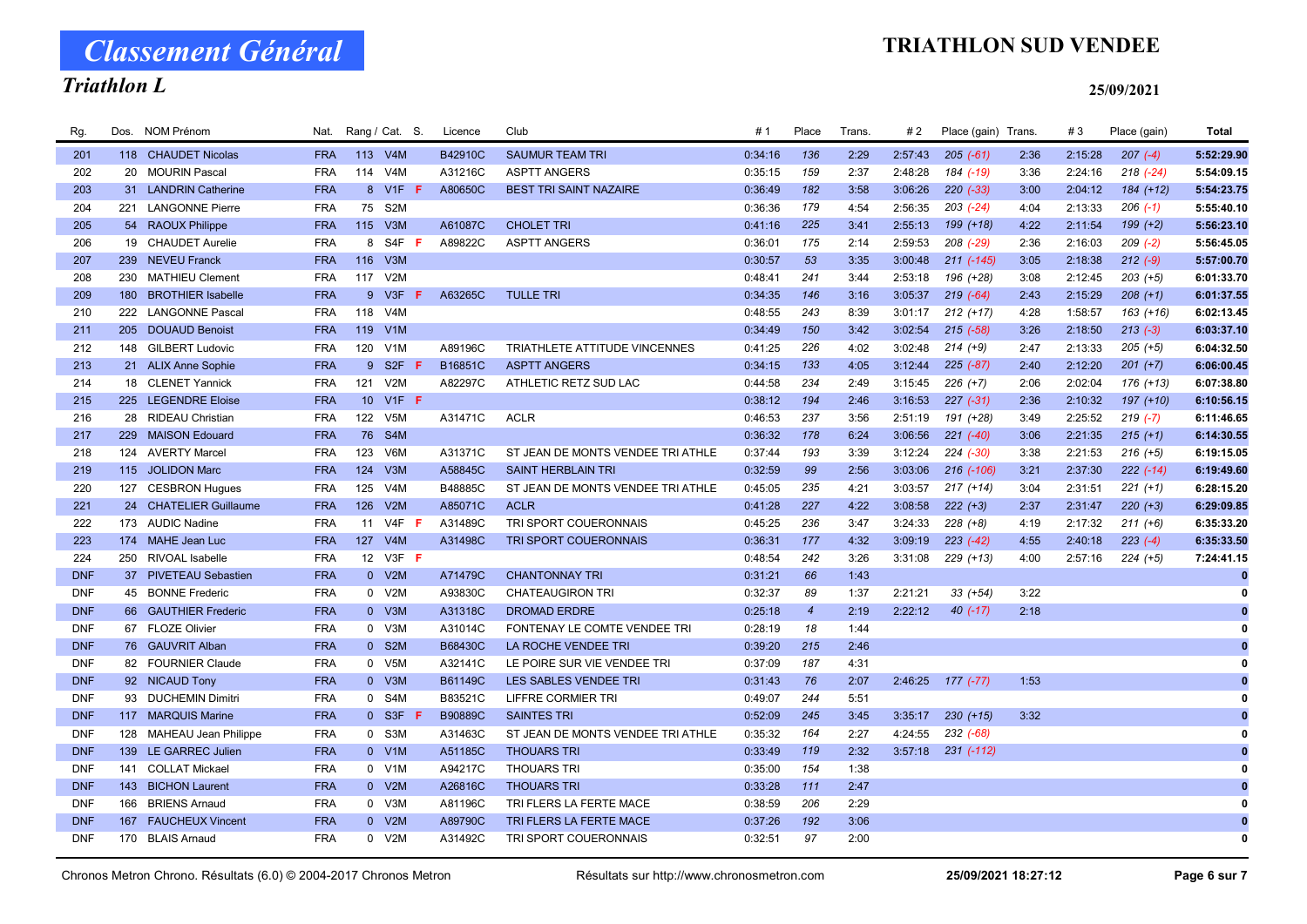# Classement Général

## Triathlon L

**TRIATHLON SUD VENDEE**

**25/09/2021**

| Rg. | Dos. | NOM Prénom | Nat. | Rang / Cat. | | S. | Licence | Club | # 1 | Place | Trans. | # 2 | Place (gain) | Trans. | # 3 | Place (gain) | Total |
|---|---|---|---|---|---|---|---|---|---|---|---|---|---|---|---|---|---|
| 201 | 118 | CHAUDET Nicolas | FRA | 113 | V4M | | B42910C | SAUMUR TEAM TRI | 0:34:16 | 136 | 2:29 | 2:57:43 | 205 (-61) | 2:36 | 2:15:28 | 207 (-4) | 5:52:29.90 |
| 202 | 20 | MOURIN Pascal | FRA | 114 | V4M | | A31216C | ASPTT ANGERS | 0:35:15 | 159 | 2:37 | 2:48:28 | 184 (-19) | 3:36 | 2:24:16 | 218 (-24) | 5:54:09.15 |
| 203 | 31 | LANDRIN Catherine | FRA | 8 | V1F | F | A80650C | BEST TRI SAINT NAZAIRE | 0:36:49 | 182 | 3:58 | 3:06:26 | 220 (-33) | 3:00 | 2:04:12 | 184 (+12) | 5:54:23.75 |
| 204 | 221 | LANGONNE Pierre | FRA | 75 | S2M | | | | 0:36:36 | 179 | 4:54 | 2:56:35 | 203 (-24) | 4:04 | 2:13:33 | 206 (-1) | 5:55:40.10 |
| 205 | 54 | RAOUX Philippe | FRA | 115 | V3M | | A61087C | CHOLET TRI | 0:41:16 | 225 | 3:41 | 2:55:13 | 199 (+18) | 4:22 | 2:11:54 | 199 (+2) | 5:56:23.10 |
| 206 | 19 | CHAUDET Aurelie | FRA | 8 | S4F | F | A89822C | ASPTT ANGERS | 0:36:01 | 175 | 2:14 | 2:59:53 | 208 (-29) | 2:36 | 2:16:03 | 209 (-2) | 5:56:45.05 |
| 207 | 239 | NEVEU Franck | FRA | 116 | V3M | | | | 0:30:57 | 53 | 3:35 | 3:00:48 | 211 (-145) | 3:05 | 2:18:38 | 212 (-9) | 5:57:00.70 |
| 208 | 230 | MATHIEU Clement | FRA | 117 | V2M | | | | 0:48:41 | 241 | 3:44 | 2:53:18 | 196 (+28) | 3:08 | 2:12:45 | 203 (+5) | 6:01:33.70 |
| 209 | 180 | BROTHIER Isabelle | FRA | 9 | V3F | F | A63265C | TULLE TRI | 0:34:35 | 146 | 3:16 | 3:05:37 | 219 (-64) | 2:43 | 2:15:29 | 208 (+1) | 6:01:37.55 |
| 210 | 222 | LANGONNE Pascal | FRA | 118 | V4M | | | | 0:48:55 | 243 | 8:39 | 3:01:17 | 212 (+17) | 4:28 | 1:58:57 | 163 (+16) | 6:02:13.45 |
| 211 | 205 | DOUAUD Benoist | FRA | 119 | V1M | | | | 0:34:49 | 150 | 3:42 | 3:02:54 | 215 (-58) | 3:26 | 2:18:50 | 213 (-3) | 6:03:37.10 |
| 212 | 148 | GILBERT Ludovic | FRA | 120 | V1M | | A89196C | TRIATHLETE ATTITUDE VINCENNES | 0:41:25 | 226 | 4:02 | 3:02:48 | 214 (+9) | 2:47 | 2:13:33 | 205 (+5) | 6:04:32.50 |
| 213 | 21 | ALIX Anne Sophie | FRA | 9 | S2F | F | B16851C | ASPTT ANGERS | 0:34:15 | 133 | 4:05 | 3:12:44 | 225 (-87) | 2:40 | 2:12:20 | 201 (+7) | 6:06:00.45 |
| 214 | 18 | CLENET Yannick | FRA | 121 | V2M | | A82297C | ATHLETIC RETZ SUD LAC | 0:44:58 | 234 | 2:49 | 3:15:45 | 226 (+7) | 2:06 | 2:02:04 | 176 (+13) | 6:07:38.80 |
| 215 | 225 | LEGENDRE Eloise | FRA | 10 | V1F | F | | | 0:38:12 | 194 | 2:46 | 3:16:53 | 227 (-31) | 2:36 | 2:10:32 | 197 (+10) | 6:10:56.15 |
| 216 | 28 | RIDEAU Christian | FRA | 122 | V5M | | A31471C | ACLR | 0:46:53 | 237 | 3:56 | 2:51:19 | 191 (+28) | 3:49 | 2:25:52 | 219 (-7) | 6:11:46.65 |
| 217 | 229 | MAISON Edouard | FRA | 76 | S4M | | | | 0:36:32 | 178 | 6:24 | 3:06:56 | 221 (-40) | 3:06 | 2:21:35 | 215 (+1) | 6:14:30.55 |
| 218 | 124 | AVERTY Marcel | FRA | 123 | V6M | | A31371C | ST JEAN DE MONTS VENDEE TRI ATHLE | 0:37:44 | 193 | 3:39 | 3:12:24 | 224 (-30) | 3:38 | 2:21:53 | 216 (+5) | 6:19:15.05 |
| 219 | 115 | JOLIDON Marc | FRA | 124 | V3M | | A58845C | SAINT HERBLAIN TRI | 0:32:59 | 99 | 2:56 | 3:03:06 | 216 (-106) | 3:21 | 2:37:30 | 222 (-14) | 6:19:49.60 |
| 220 | 127 | CESBRON Hugues | FRA | 125 | V4M | | B48885C | ST JEAN DE MONTS VENDEE TRI ATHLE | 0:45:05 | 235 | 4:21 | 3:03:57 | 217 (+14) | 3:04 | 2:31:51 | 221 (+1) | 6:28:15.20 |
| 221 | 24 | CHATELIER Guillaume | FRA | 126 | V2M | | A85071C | ACLR | 0:41:28 | 227 | 4:22 | 3:08:58 | 222 (+3) | 2:37 | 2:31:47 | 220 (+3) | 6:29:09.85 |
| 222 | 173 | AUDIC Nadine | FRA | 11 | V4F | F | A31489C | TRI SPORT COUERONNAIS | 0:45:25 | 236 | 3:47 | 3:24:33 | 228 (+8) | 4:19 | 2:17:32 | 211 (+6) | 6:35:33.20 |
| 223 | 174 | MAHE Jean Luc | FRA | 127 | V4M | | A31498C | TRI SPORT COUERONNAIS | 0:36:31 | 177 | 4:32 | 3:09:19 | 223 (-42) | 4:55 | 2:40:18 | 223 (-4) | 6:35:33.50 |
| 224 | 250 | RIVOAL Isabelle | FRA | 12 | V3F | F | | | 0:48:54 | 242 | 3:26 | 3:31:08 | 229 (+13) | 4:00 | 2:57:16 | 224 (+5) | 7:24:41.15 |
| DNF | 37 | PIVETEAU Sebastien | FRA | 0 | V2M | | A71479C | CHANTONNAY TRI | 0:31:21 | 66 | 1:43 | | | | | | 0 |
| DNF | 45 | BONNE Frederic | FRA | 0 | V2M | | A93830C | CHATEAUGIRON TRI | 0:32:37 | 89 | 1:37 | 2:21:21 | 33 (+54) | 3:22 | | | 0 |
| DNF | 66 | GAUTHIER Frederic | FRA | 0 | V3M | | A31318C | DROMAD ERDRE | 0:25:18 | 4 | 2:19 | 2:22:12 | 40 (-17) | 2:18 | | | 0 |
| DNF | 67 | FLOZE Olivier | FRA | 0 | V3M | | A31014C | FONTENAY LE COMTE VENDEE TRI | 0:28:19 | 18 | 1:44 | | | | | | 0 |
| DNF | 76 | GAUVRIT Alban | FRA | 0 | S2M | | B68430C | LA ROCHE VENDEE TRI | 0:39:20 | 215 | 2:46 | | | | | | 0 |
| DNF | 82 | FOURNIER Claude | FRA | 0 | V5M | | A32141C | LE POIRE SUR VIE VENDEE TRI | 0:37:09 | 187 | 4:31 | | | | | | 0 |
| DNF | 92 | NICAUD Tony | FRA | 0 | V3M | | B61149C | LES SABLES VENDEE TRI | 0:31:43 | 76 | 2:07 | 2:46:25 | 177 (-77) | 1:53 | | | 0 |
| DNF | 93 | DUCHEMIN Dimitri | FRA | 0 | S4M | | B83521C | LIFFRE CORMIER TRI | 0:49:07 | 244 | 5:51 | | | | | | 0 |
| DNF | 117 | MARQUIS Marine | FRA | 0 | S3F | F | B90889C | SAINTES TRI | 0:52:09 | 245 | 3:45 | 3:35:17 | 230 (+15) | 3:32 | | | 0 |
| DNF | 128 | MAHEAU Jean Philippe | FRA | 0 | S3M | | A31463C | ST JEAN DE MONTS VENDEE TRI ATHLE | 0:35:32 | 164 | 2:27 | 4:24:55 | 232 (-68) | | | | 0 |
| DNF | 139 | LE GARREC Julien | FRA | 0 | V1M | | A51185C | THOUARS TRI | 0:33:49 | 119 | 2:32 | 3:57:18 | 231 (-112) | | | | 0 |
| DNF | 141 | COLLAT Mickael | FRA | 0 | V1M | | A94217C | THOUARS TRI | 0:35:00 | 154 | 1:38 | | | | | | 0 |
| DNF | 143 | BICHON Laurent | FRA | 0 | V2M | | A26816C | THOUARS TRI | 0:33:28 | 111 | 2:47 | | | | | | 0 |
| DNF | 166 | BRIENS Arnaud | FRA | 0 | V3M | | A81196C | TRI FLERS LA FERTE MACE | 0:38:59 | 206 | 2:29 | | | | | | 0 |
| DNF | 167 | FAUCHEUX Vincent | FRA | 0 | V2M | | A89790C | TRI FLERS LA FERTE MACE | 0:37:26 | 192 | 3:06 | | | | | | 0 |
| DNF | 170 | BLAIS Arnaud | FRA | 0 | V2M | | A31492C | TRI SPORT COUERONNAIS | 0:32:51 | 97 | 2:00 | | | | | | 0 |

Chronos Metron Chrono. Résultats (6.0) © 2004-2017 Chronos Metron — Résultats sur http://www.chronosmetron.com — 25/09/2021 18:27:12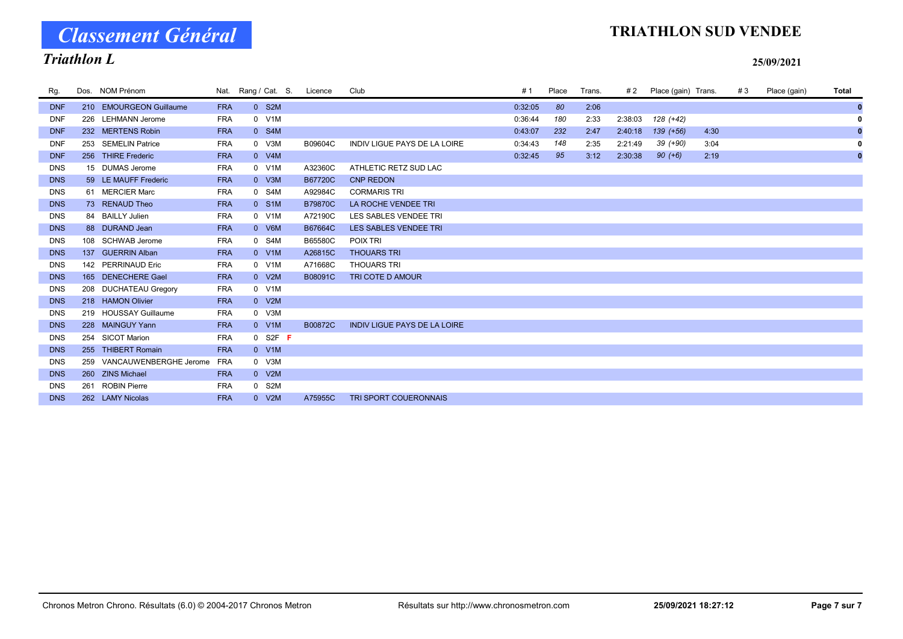# Classement Général

## Triathlon L

**TRIATHLON SUD VENDEE**

**25/09/2021**

| Rg. | Dos. | NOM Prénom | Nat. | Rang / Cat. | S. | Licence | Club | # 1 | Place | Trans. | # 2 | Place (gain) | Trans. | # 3 | Place (gain) | Total |
|---|---|---|---|---|---|---|---|---|---|---|---|---|---|---|---|---|
| DNF | 210 | EMOURGEON Guillaume | FRA | 0 S2M | | | | 0:32:05 | 80 | 2:06 | | | | | | 0 |
| DNF | 226 | LEHMANN Jerome | FRA | 0 V1M | | | | 0:36:44 | 180 | 2:33 | 2:38:03 | 128 (+42) | | | | 0 |
| DNF | 232 | MERTENS Robin | FRA | 0 S4M | | | | 0:43:07 | 232 | 2:47 | 2:40:18 | 139 (+56) | 4:30 | | | 0 |
| DNF | 253 | SEMELIN Patrice | FRA | 0 V3M | | B09604C | INDIV LIGUE PAYS DE LA LOIRE | 0:34:43 | 148 | 2:35 | 2:21:49 | 39 (+90) | 3:04 | | | 0 |
| DNF | 256 | THIRE Frederic | FRA | 0 V4M | | | | 0:32:45 | 95 | 3:12 | 2:30:38 | 90 (+6) | 2:19 | | | 0 |
| DNS | 15 | DUMAS Jerome | FRA | 0 V1M | | A32360C | ATHLETIC RETZ SUD LAC | | | | | | | | | |
| DNS | 59 | LE MAUFF Frederic | FRA | 0 V3M | | B67720C | CNP REDON | | | | | | | | | |
| DNS | 61 | MERCIER Marc | FRA | 0 S4M | | A92984C | CORMARIS TRI | | | | | | | | | |
| DNS | 73 | RENAUD Theo | FRA | 0 S1M | | B79870C | LA ROCHE VENDEE TRI | | | | | | | | | |
| DNS | 84 | BAILLY Julien | FRA | 0 V1M | | A72190C | LES SABLES VENDEE TRI | | | | | | | | | |
| DNS | 88 | DURAND Jean | FRA | 0 V6M | | B67664C | LES SABLES VENDEE TRI | | | | | | | | | |
| DNS | 108 | SCHWAB Jerome | FRA | 0 S4M | | B65580C | POIX TRI | | | | | | | | | |
| DNS | 137 | GUERRIN Alban | FRA | 0 V1M | | A26815C | THOUARS TRI | | | | | | | | | |
| DNS | 142 | PERRINAUD Eric | FRA | 0 V1M | | A71668C | THOUARS TRI | | | | | | | | | |
| DNS | 165 | DENECHERE Gael | FRA | 0 V2M | | B08091C | TRI COTE D AMOUR | | | | | | | | | |
| DNS | 208 | DUCHATEAU Gregory | FRA | 0 V1M | | | | | | | | | | | | |
| DNS | 218 | HAMON Olivier | FRA | 0 V2M | | | | | | | | | | | | |
| DNS | 219 | HOUSSAY Guillaume | FRA | 0 V3M | | | | | | | | | | | | |
| DNS | 228 | MAINGUY Yann | FRA | 0 V1M | | B00872C | INDIV LIGUE PAYS DE LA LOIRE | | | | | | | | | |
| DNS | 254 | SICOT Marion | FRA | 0 S2F | F | | | | | | | | | | | |
| DNS | 255 | THIBERT Romain | FRA | 0 V1M | | | | | | | | | | | | |
| DNS | 259 | VANCAUWENBERGHE Jerome | FRA | 0 V3M | | | | | | | | | | | | |
| DNS | 260 | ZINS Michael | FRA | 0 V2M | | | | | | | | | | | | |
| DNS | 261 | ROBIN Pierre | FRA | 0 S2M | | | | | | | | | | | | |
| DNS | 262 | LAMY Nicolas | FRA | 0 V2M | | A75955C | TRI SPORT COUERONNAIS | | | | | | | | | |

Chronos Metron Chrono. Résultats (6.0) © 2004-2017 Chronos Metron — Résultats sur http://www.chronosmetron.com — 25/09/2021 18:27:12